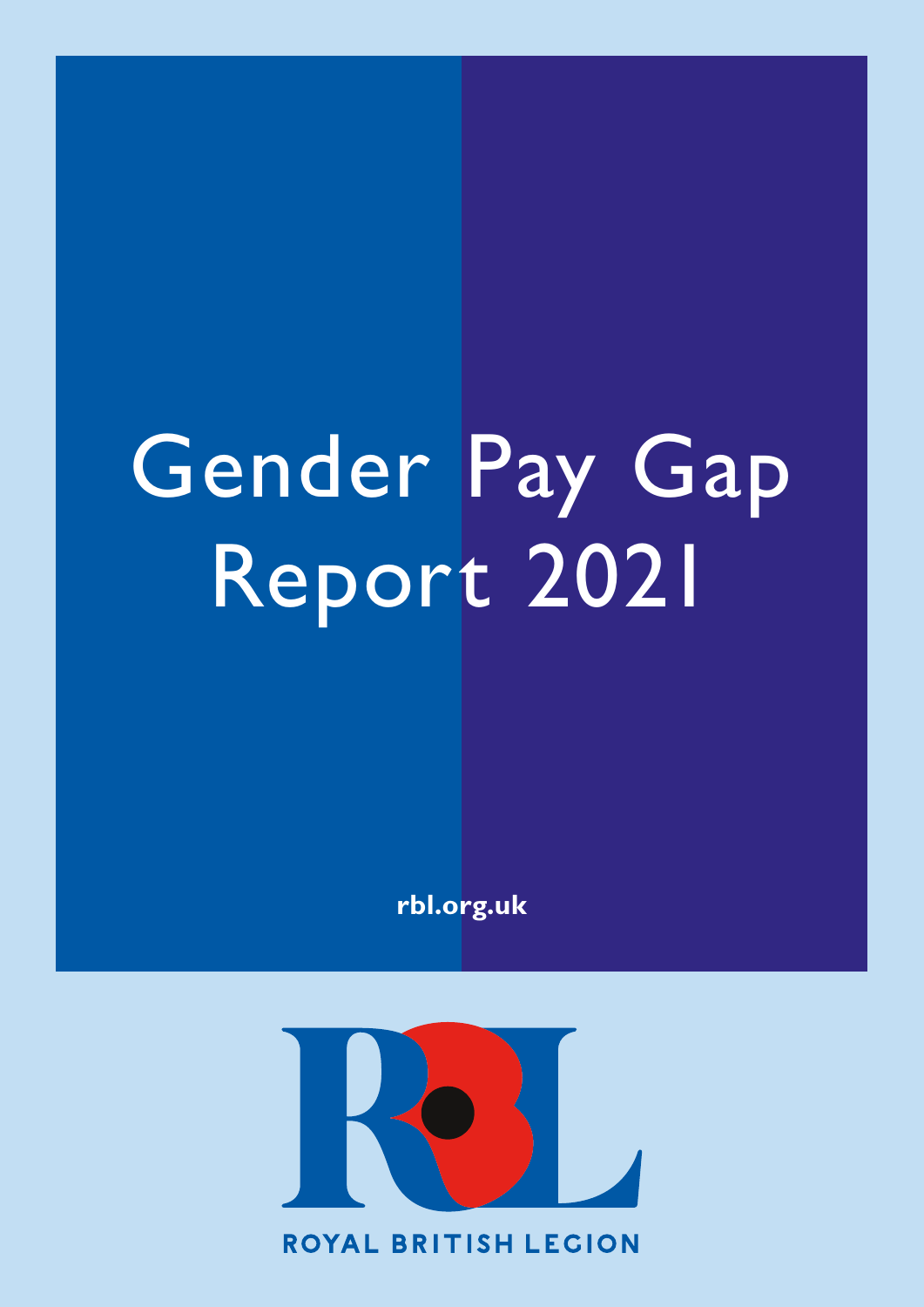# Gender Pay Gap Report 2021

rbl.org.uk

ROYAL BRITISH LEGION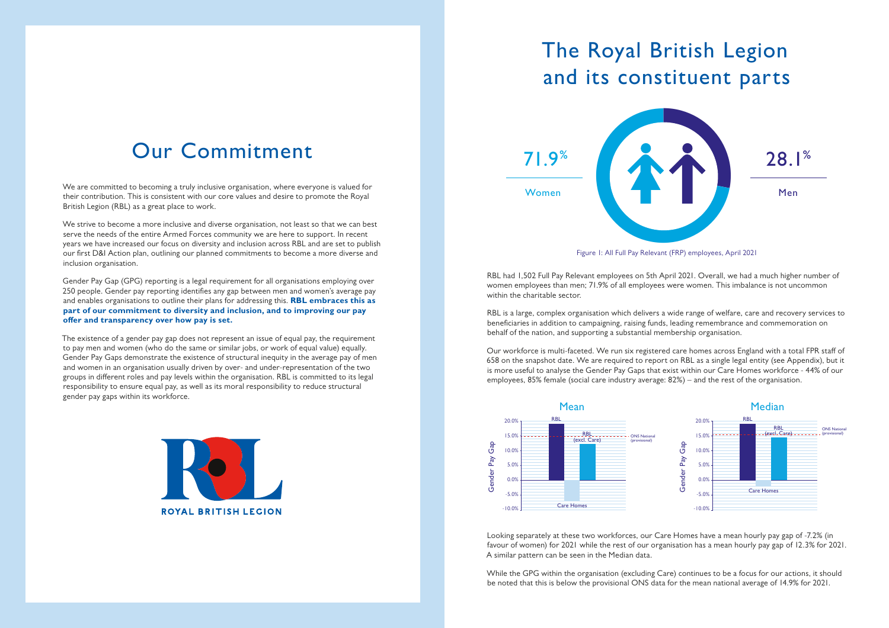## Our Commitment

We are committed to becoming a truly inclusive organisation, where everyone is valued for their contribution. This is consistent with our core values and desire to promote the Royal British Legion (RBL) as a great place to work.

We strive to become a more inclusive and diverse organisation, not least so that we can best serve the needs of the entire Armed Forces community we are here to support. In recent years we have increased our focus on diversity and inclusion across RBL and are set to publish our first D&I Action plan, outlining our planned commitments to become a more diverse and inclusion organisation.

Gender Pay Gap (GPG) reporting is a legal requirement for all organisations employing over 250 people. Gender pay reporting identifies any gap between men and women's average pay and enables organisations to outline their plans for addressing this. **RBL embraces this as part of our commitment to diversity and inclusion, and to improving our pay offer and transparency over how pay is set.**

The existence of a gender pay gap does not represent an issue of equal pay, the requirement to pay men and women (who do the same or similar jobs, or work of equal value) equally. Gender Pay Gaps demonstrate the existence of structural inequity in the average pay of men and women in an organisation usually driven by over- and under-representation of the two groups in different roles and pay levels within the organisation. RBL is committed to its legal responsibility to ensure equal pay, as well as its moral responsibility to reduce structural gender pay gaps within its workforce.

ROYAL BRITISH LEGION

## The Royal British Legion and its constituent parts

71.9% Women

28.1% Men

Figure 1: All Full Pay Relevant (FRP) employees, April 2021

RBL had 1,502 Full Pay Relevant employees on 5th April 2021. Overall, we had a much higher number of women employees than men; 71.9% of all employees were women. This imbalance is not uncommon within the charitable sector.

RBL is a large, complex organisation which delivers a wide range of welfare, care and recovery services to beneficiaries in addition to campaigning, raising funds, leading remembrance and commemoration on behalf of the nation, and supporting a substantial membership organisation.

Our workforce is multi-faceted. We run six registered care homes across England with a total FPR staff of 658 on the snapshot date. We are required to report on RBL as a single legal entity (see Appendix), but it is more useful to analyse the Gender Pay Gaps that exist within our Care Homes workforce - 44% of our employees, 85% female (social care industry average: 82%) – and the rest of the organisation.

**Mean** (Gender Pay Gap): RBL; Care Homes; RBL (excl. Care); ONS National (provisional)

**Median** (Gender Pay Gap): RBL; Care Homes; RBL (excl. Care); ONS National (provisional)

Looking separately at these two workforces, our Care Homes have a mean hourly pay gap of -7.2% (in favour of women) for 2021 while the rest of our organisation has a mean hourly pay gap of 12.3% for 2021. A similar pattern can be seen in the Median data.

While the GPG within the organisation (excluding Care) continues to be a focus for our actions, it should be noted that this is below the provisional ONS data for the mean national average of 14.9% for 2021.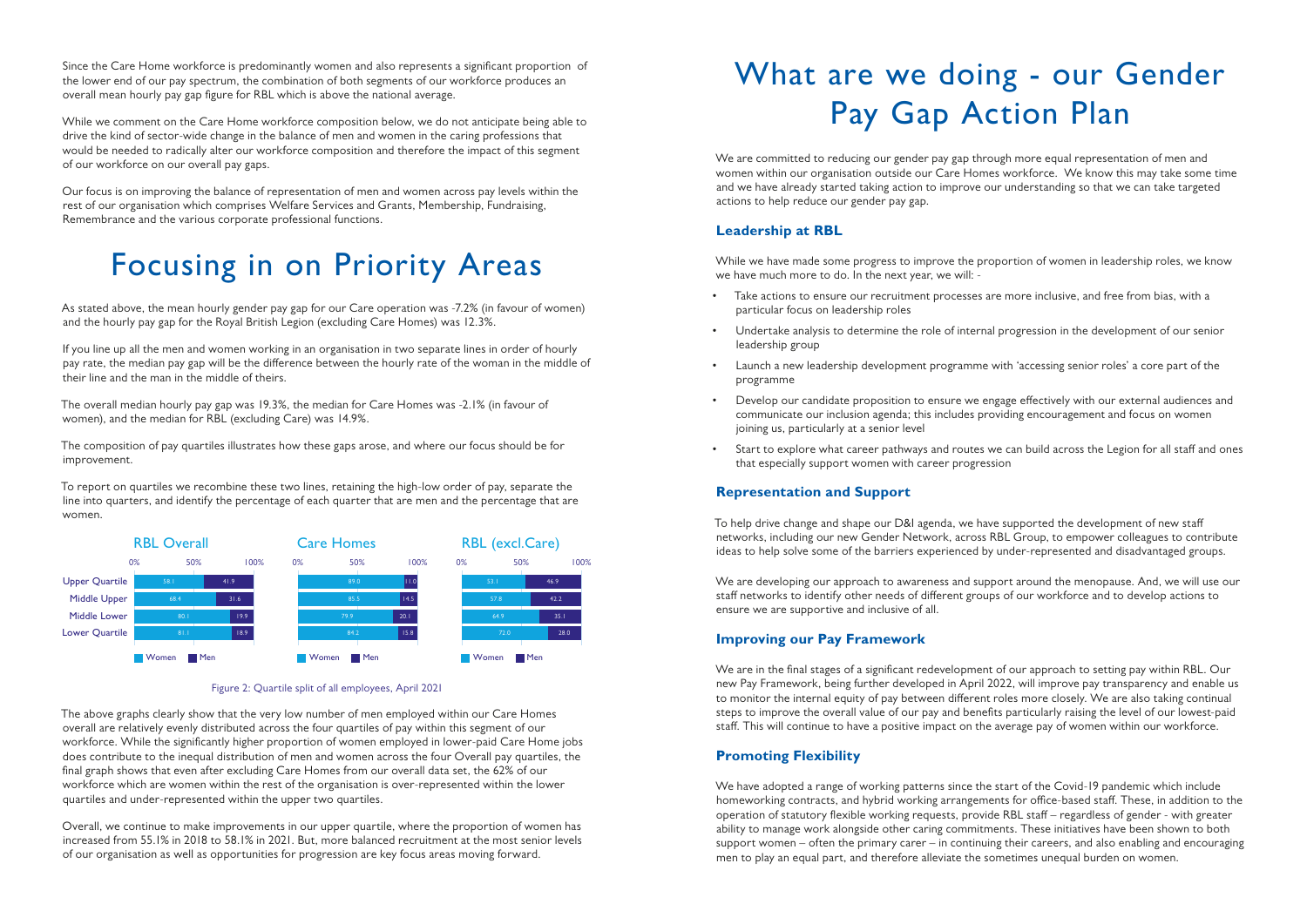Since the Care Home workforce is predominantly women and also represents a significant proportion of the lower end of our pay spectrum, the combination of both segments of our workforce produces an overall mean hourly pay gap figure for RBL which is above the national average.

While we comment on the Care Home workforce composition below, we do not anticipate being able to drive the kind of sector-wide change in the balance of men and women in the caring professions that would be needed to radically alter our workforce composition and therefore the impact of this segment of our workforce on our overall pay gaps.

Our focus is on improving the balance of representation of men and women across pay levels within the rest of our organisation which comprises Welfare Services and Grants, Membership, Fundraising, Remembrance and the various corporate professional functions.

# Focusing in on Priority Areas

As stated above, the mean hourly gender pay gap for our Care operation was -7.2% (in favour of women) and the hourly pay gap for the Royal British Legion (excluding Care Homes) was 12.3%.

If you line up all the men and women working in an organisation in two separate lines in order of hourly pay rate, the median pay gap will be the difference between the hourly rate of the woman in the middle of their line and the man in the middle of theirs.

The overall median hourly pay gap was 19.3%, the median for Care Homes was -2.1% (in favour of women), and the median for RBL (excluding Care) was 14.9%.

The composition of pay quartiles illustrates how these gaps arose, and where our focus should be for improvement.

To report on quartiles we recombine these two lines, retaining the high-low order of pay, separate the line into quarters, and identify the percentage of each quarter that are men and the percentage that are women.

| Quartile | RBL Overall – Women | RBL Overall – Men | Care Homes – Women | Care Homes – Men | RBL (excl.Care) – Women | RBL (excl.Care) – Men |
|---|---|---|---|---|---|---|
| Upper Quartile | 58.1 | 41.9 | 89.0 | 11.0 | 53.1 | 46.9 |
| Middle Upper | 68.4 | 31.6 | 85.5 | 14.5 | 57.8 | 42.2 |
| Middle Lower | 80.1 | 19.9 | 79.9 | 20.1 | 64.9 | 35.1 |
| Lower Quartile | 81.1 | 18.9 | 84.2 | 15.8 | 72.0 | 28.0 |

Figure 2: Quartile split of all employees, April 2021

The above graphs clearly show that the very low number of men employed within our Care Homes overall are relatively evenly distributed across the four quartiles of pay within this segment of our workforce. While the significantly higher proportion of women employed in lower-paid Care Home jobs does contribute to the inequal distribution of men and women across the four Overall pay quartiles, the final graph shows that even after excluding Care Homes from our overall data set, the 62% of our workforce which are women within the rest of the organisation is over-represented within the lower quartiles and under-represented within the upper two quartiles.

Overall, we continue to make improvements in our upper quartile, where the proportion of women has increased from 55.1% in 2018 to 58.1% in 2021. But, more balanced recruitment at the most senior levels of our organisation as well as opportunities for progression are key focus areas moving forward.

# What are we doing - our Gender Pay Gap Action Plan

We are committed to reducing our gender pay gap through more equal representation of men and women within our organisation outside our Care Homes workforce. We know this may take some time and we have already started taking action to improve our understanding so that we can take targeted actions to help reduce our gender pay gap.

## Leadership at RBL

While we have made some progress to improve the proportion of women in leadership roles, we know we have much more to do. In the next year, we will: -

- Take actions to ensure our recruitment processes are more inclusive, and free from bias, with a particular focus on leadership roles
- Undertake analysis to determine the role of internal progression in the development of our senior leadership group
- Launch a new leadership development programme with 'accessing senior roles' a core part of the programme
- Develop our candidate proposition to ensure we engage effectively with our external audiences and communicate our inclusion agenda; this includes providing encouragement and focus on women joining us, particularly at a senior level
- Start to explore what career pathways and routes we can build across the Legion for all staff and ones that especially support women with career progression

## Representation and Support

To help drive change and shape our D&I agenda, we have supported the development of new staff networks, including our new Gender Network, across RBL Group, to empower colleagues to contribute ideas to help solve some of the barriers experienced by under-represented and disadvantaged groups.

We are developing our approach to awareness and support around the menopause. And, we will use our staff networks to identify other needs of different groups of our workforce and to develop actions to ensure we are supportive and inclusive of all.

## Improving our Pay Framework

We are in the final stages of a significant redevelopment of our approach to setting pay within RBL. Our new Pay Framework, being further developed in April 2022, will improve pay transparency and enable us to monitor the internal equity of pay between different roles more closely. We are also taking continual steps to improve the overall value of our pay and benefits particularly raising the level of our lowest-paid staff. This will continue to have a positive impact on the average pay of women within our workforce.

## Promoting Flexibility

We have adopted a range of working patterns since the start of the Covid-19 pandemic which include homeworking contracts, and hybrid working arrangements for office-based staff. These, in addition to the operation of statutory flexible working requests, provide RBL staff – regardless of gender - with greater ability to manage work alongside other caring commitments. These initiatives have been shown to both support women – often the primary carer – in continuing their careers, and also enabling and encouraging men to play an equal part, and therefore alleviate the sometimes unequal burden on women.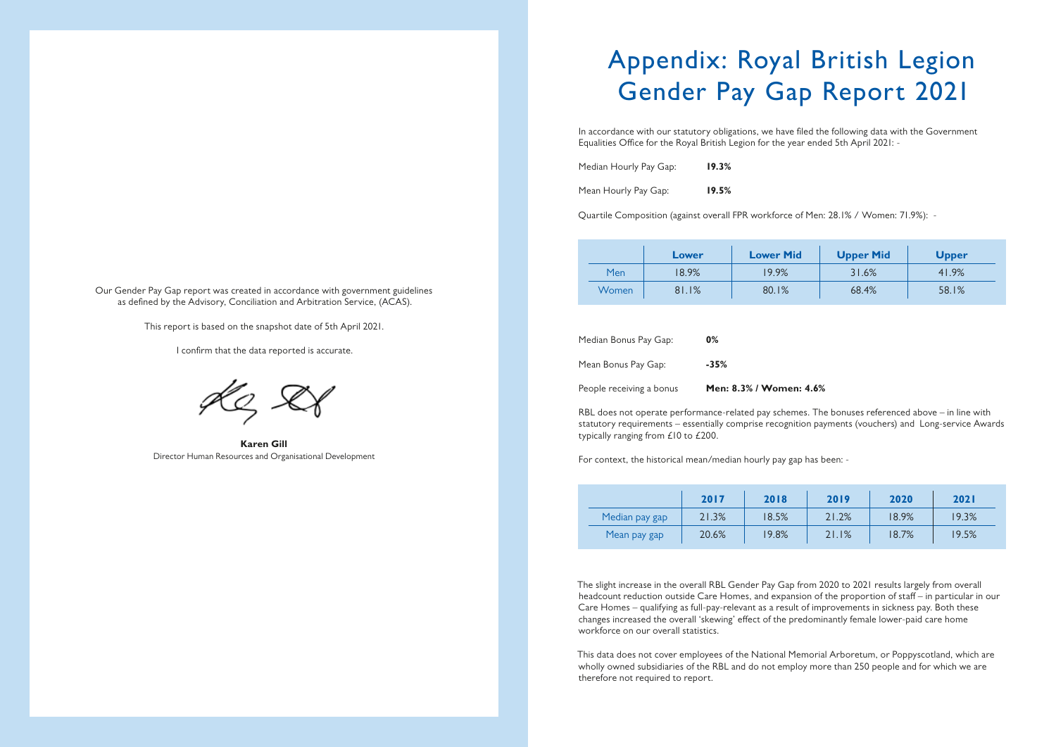Our Gender Pay Gap report was created in accordance with government guidelines as defined by the Advisory, Conciliation and Arbitration Service, (ACAS).

This report is based on the snapshot date of 5th April 2021.

I confirm that the data reported is accurate.

**Karen Gill**
Director Human Resources and Organisational Development

# Appendix: Royal British Legion Gender Pay Gap Report 2021

In accordance with our statutory obligations, we have filed the following data with the Government Equalities Office for the Royal British Legion for the year ended 5th April 2021: -

Median Hourly Pay Gap: **19.3%**

Mean Hourly Pay Gap: **19.5%**

Quartile Composition (against overall FPR workforce of Men: 28.1% / Women: 71.9%): -

| | Lower | Lower Mid | Upper Mid | Upper |
|---|---|---|---|---|
| Men | 18.9% | 19.9% | 31.6% | 41.9% |
| Women | 81.1% | 80.1% | 68.4% | 58.1% |

Median Bonus Pay Gap: **0%**

Mean Bonus Pay Gap: **-35%**

People receiving a bonus **Men: 8.3% / Women: 4.6%**

RBL does not operate performance-related pay schemes. The bonuses referenced above – in line with statutory requirements – essentially comprise recognition payments (vouchers) and Long-service Awards typically ranging from £10 to £200.

For context, the historical mean/median hourly pay gap has been: -

| | 2017 | 2018 | 2019 | 2020 | 2021 |
|---|---|---|---|---|---|
| Median pay gap | 21.3% | 18.5% | 21.2% | 18.9% | 19.3% |
| Mean pay gap | 20.6% | 19.8% | 21.1% | 18.7% | 19.5% |

The slight increase in the overall RBL Gender Pay Gap from 2020 to 2021 results largely from overall headcount reduction outside Care Homes, and expansion of the proportion of staff – in particular in our Care Homes – qualifying as full-pay-relevant as a result of improvements in sickness pay. Both these changes increased the overall 'skewing' effect of the predominantly female lower-paid care home workforce on our overall statistics.

This data does not cover employees of the National Memorial Arboretum, or Poppyscotland, which are wholly owned subsidiaries of the RBL and do not employ more than 250 people and for which we are therefore not required to report.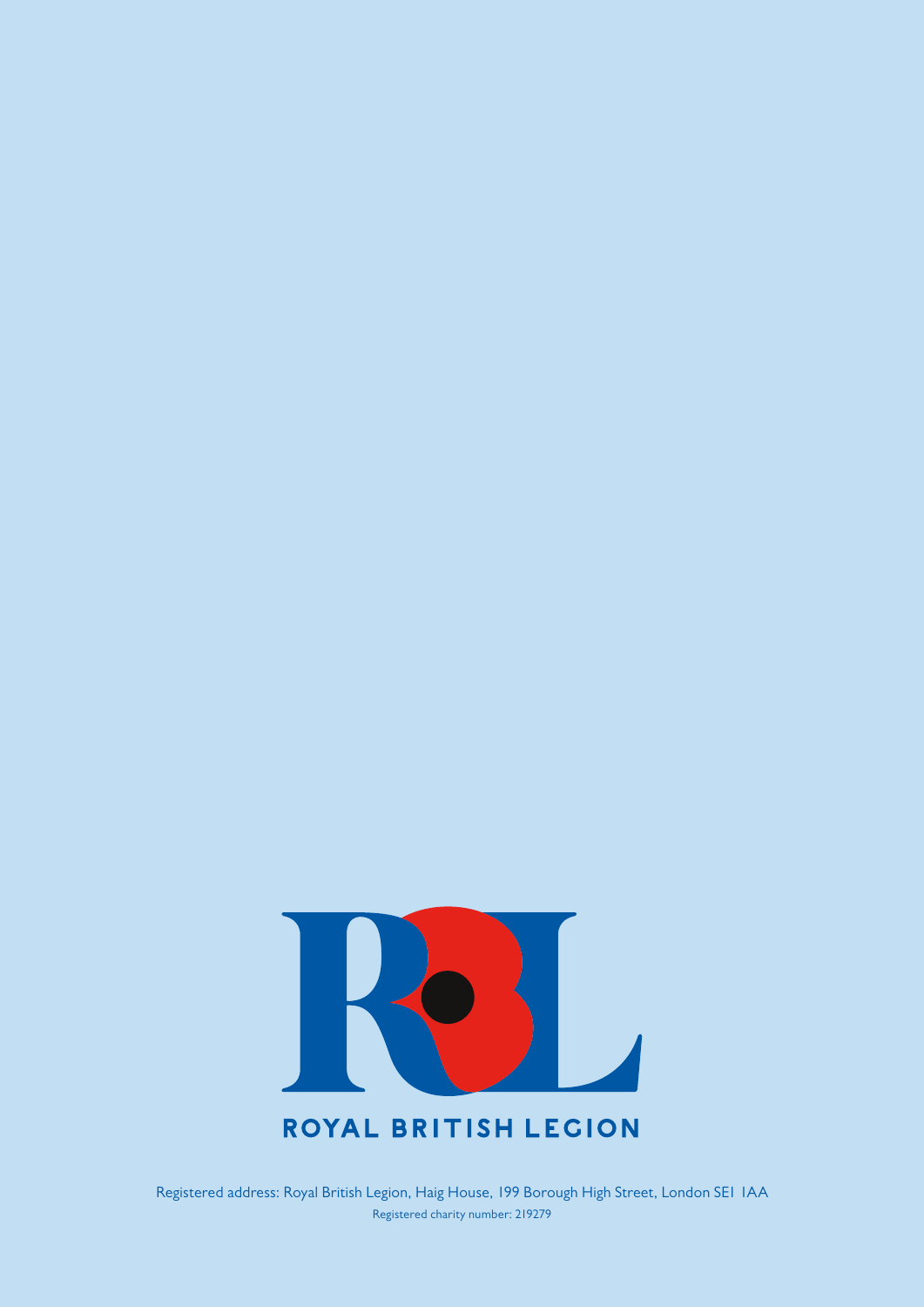ROYAL BRITISH LEGION

Registered address: Royal British Legion, Haig House, 199 Borough High Street, London SE1 1AA

Registered charity number: 219279